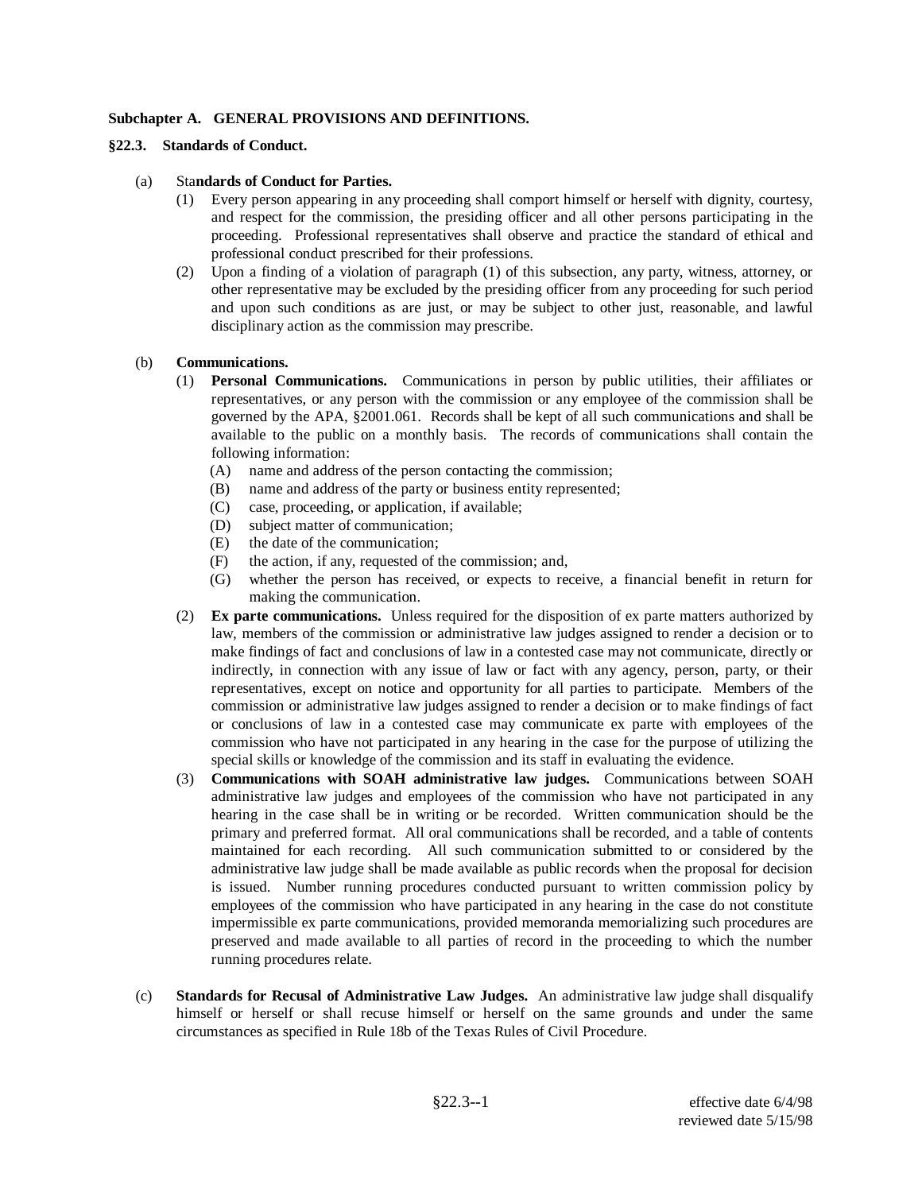**Subchapter A. GENERAL PROVISIONS AND DEFINITIONS.**

**§22.3. Standards of Conduct.**

(a) **Standards of Conduct for Parties.**

(1) Every person appearing in any proceeding shall comport himself or herself with dignity, courtesy, and respect for the commission, the presiding officer and all other persons participating in the proceeding. Professional representatives shall observe and practice the standard of ethical and professional conduct prescribed for their professions.

(2) Upon a finding of a violation of paragraph (1) of this subsection, any party, witness, attorney, or other representative may be excluded by the presiding officer from any proceeding for such period and upon such conditions as are just, or may be subject to other just, reasonable, and lawful disciplinary action as the commission may prescribe.

(b) **Communications.**

(1) **Personal Communications.** Communications in person by public utilities, their affiliates or representatives, or any person with the commission or any employee of the commission shall be governed by the APA, §2001.061. Records shall be kept of all such communications and shall be available to the public on a monthly basis. The records of communications shall contain the following information:

(A) name and address of the person contacting the commission;

(B) name and address of the party or business entity represented;

(C) case, proceeding, or application, if available;

(D) subject matter of communication;

(E) the date of the communication;

(F) the action, if any, requested of the commission; and,

(G) whether the person has received, or expects to receive, a financial benefit in return for making the communication.

(2) **Ex parte communications.** Unless required for the disposition of ex parte matters authorized by law, members of the commission or administrative law judges assigned to render a decision or to make findings of fact and conclusions of law in a contested case may not communicate, directly or indirectly, in connection with any issue of law or fact with any agency, person, party, or their representatives, except on notice and opportunity for all parties to participate. Members of the commission or administrative law judges assigned to render a decision or to make findings of fact or conclusions of law in a contested case may communicate ex parte with employees of the commission who have not participated in any hearing in the case for the purpose of utilizing the special skills or knowledge of the commission and its staff in evaluating the evidence.

(3) **Communications with SOAH administrative law judges.** Communications between SOAH administrative law judges and employees of the commission who have not participated in any hearing in the case shall be in writing or be recorded. Written communication should be the primary and preferred format. All oral communications shall be recorded, and a table of contents maintained for each recording. All such communication submitted to or considered by the administrative law judge shall be made available as public records when the proposal for decision is issued. Number running procedures conducted pursuant to written commission policy by employees of the commission who have participated in any hearing in the case do not constitute impermissible ex parte communications, provided memoranda memorializing such procedures are preserved and made available to all parties of record in the proceeding to which the number running procedures relate.

(c) **Standards for Recusal of Administrative Law Judges.** An administrative law judge shall disqualify himself or herself or shall recuse himself or herself on the same grounds and under the same circumstances as specified in Rule 18b of the Texas Rules of Civil Procedure.

effective date 6/4/98
reviewed date 5/15/98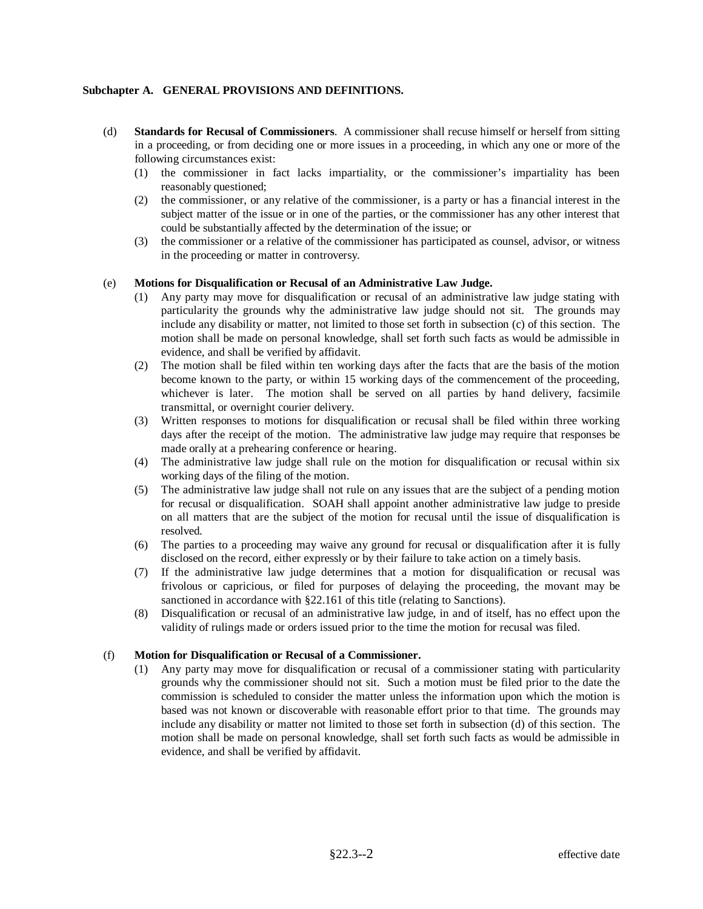**Subchapter A. GENERAL PROVISIONS AND DEFINITIONS.**

(d) **Standards for Recusal of Commissioners**. A commissioner shall recuse himself or herself from sitting in a proceeding, or from deciding one or more issues in a proceeding, in which any one or more of the following circumstances exist:

(1) the commissioner in fact lacks impartiality, or the commissioner's impartiality has been reasonably questioned;

(2) the commissioner, or any relative of the commissioner, is a party or has a financial interest in the subject matter of the issue or in one of the parties, or the commissioner has any other interest that could be substantially affected by the determination of the issue; or

(3) the commissioner or a relative of the commissioner has participated as counsel, advisor, or witness in the proceeding or matter in controversy.

(e) **Motions for Disqualification or Recusal of an Administrative Law Judge.**

(1) Any party may move for disqualification or recusal of an administrative law judge stating with particularity the grounds why the administrative law judge should not sit. The grounds may include any disability or matter, not limited to those set forth in subsection (c) of this section. The motion shall be made on personal knowledge, shall set forth such facts as would be admissible in evidence, and shall be verified by affidavit.

(2) The motion shall be filed within ten working days after the facts that are the basis of the motion become known to the party, or within 15 working days of the commencement of the proceeding, whichever is later. The motion shall be served on all parties by hand delivery, facsimile transmittal, or overnight courier delivery.

(3) Written responses to motions for disqualification or recusal shall be filed within three working days after the receipt of the motion. The administrative law judge may require that responses be made orally at a prehearing conference or hearing.

(4) The administrative law judge shall rule on the motion for disqualification or recusal within six working days of the filing of the motion.

(5) The administrative law judge shall not rule on any issues that are the subject of a pending motion for recusal or disqualification. SOAH shall appoint another administrative law judge to preside on all matters that are the subject of the motion for recusal until the issue of disqualification is resolved.

(6) The parties to a proceeding may waive any ground for recusal or disqualification after it is fully disclosed on the record, either expressly or by their failure to take action on a timely basis.

(7) If the administrative law judge determines that a motion for disqualification or recusal was frivolous or capricious, or filed for purposes of delaying the proceeding, the movant may be sanctioned in accordance with §22.161 of this title (relating to Sanctions).

(8) Disqualification or recusal of an administrative law judge, in and of itself, has no effect upon the validity of rulings made or orders issued prior to the time the motion for recusal was filed.

(f) **Motion for Disqualification or Recusal of a Commissioner.**

(1) Any party may move for disqualification or recusal of a commissioner stating with particularity grounds why the commissioner should not sit. Such a motion must be filed prior to the date the commission is scheduled to consider the matter unless the information upon which the motion is based was not known or discoverable with reasonable effort prior to that time. The grounds may include any disability or matter not limited to those set forth in subsection (d) of this section. The motion shall be made on personal knowledge, shall set forth such facts as would be admissible in evidence, and shall be verified by affidavit.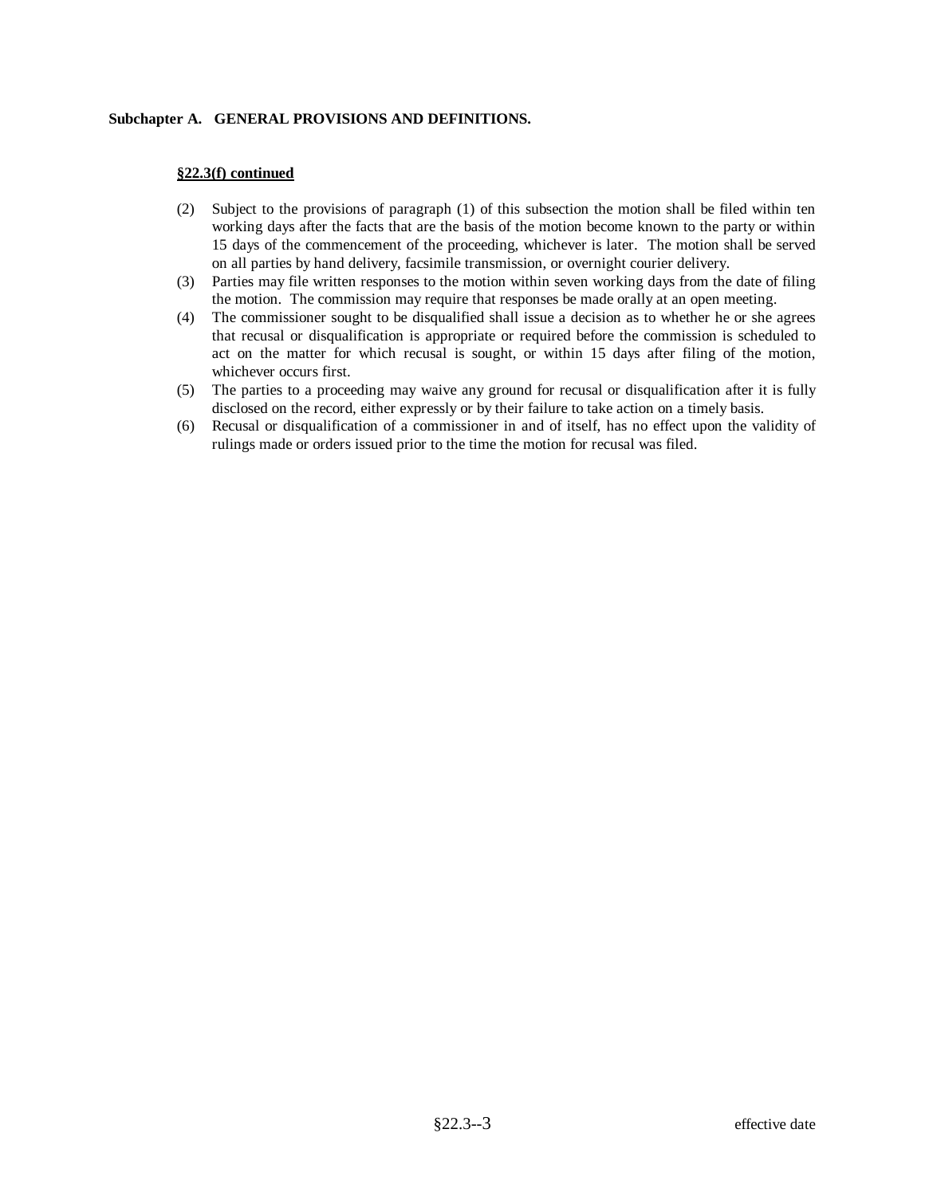**Subchapter A. GENERAL PROVISIONS AND DEFINITIONS.**

**<u>§22.3(f) continued</u>**

(2) Subject to the provisions of paragraph (1) of this subsection the motion shall be filed within ten working days after the facts that are the basis of the motion become known to the party or within 15 days of the commencement of the proceeding, whichever is later. The motion shall be served on all parties by hand delivery, facsimile transmission, or overnight courier delivery.

(3) Parties may file written responses to the motion within seven working days from the date of filing the motion. The commission may require that responses be made orally at an open meeting.

(4) The commissioner sought to be disqualified shall issue a decision as to whether he or she agrees that recusal or disqualification is appropriate or required before the commission is scheduled to act on the matter for which recusal is sought, or within 15 days after filing of the motion, whichever occurs first.

(5) The parties to a proceeding may waive any ground for recusal or disqualification after it is fully disclosed on the record, either expressly or by their failure to take action on a timely basis.

(6) Recusal or disqualification of a commissioner in and of itself, has no effect upon the validity of rulings made or orders issued prior to the time the motion for recusal was filed.